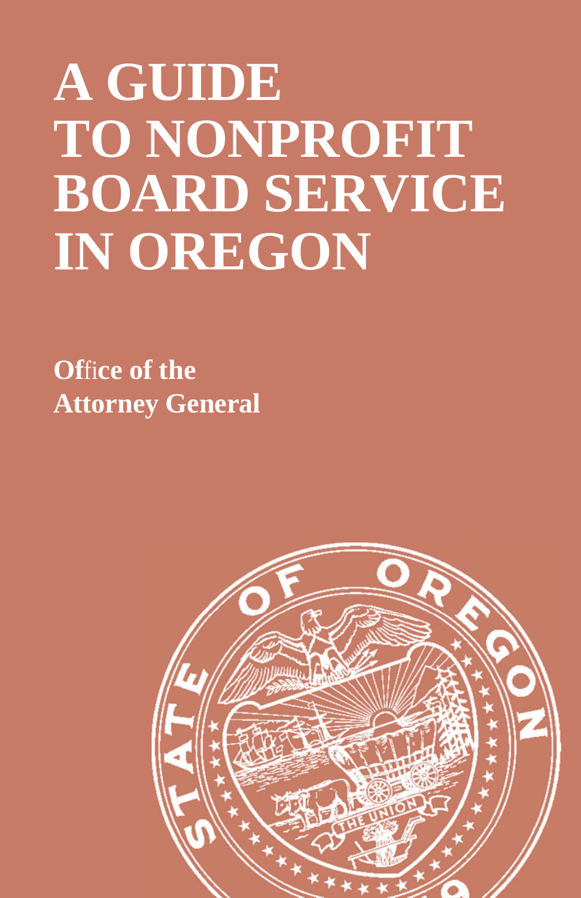# A GUIDE TO NONPROFIT BOARD SERVICE IN OREGON

**Office of the Attorney General**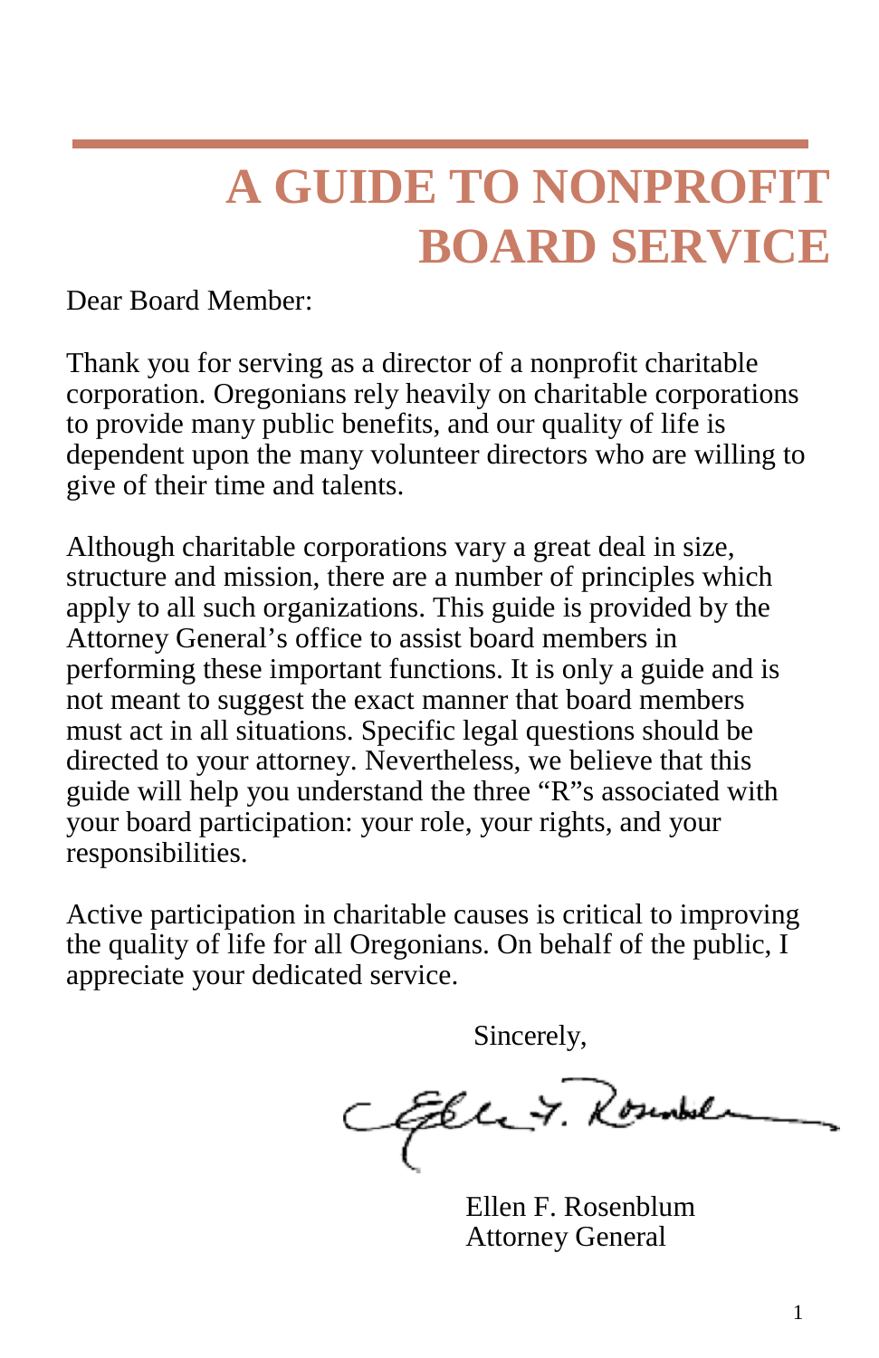# A GUIDE TO NONPROFIT BOARD SERVICE

Dear Board Member:

Thank you for serving as a director of a nonprofit charitable corporation. Oregonians rely heavily on charitable corporations to provide many public benefits, and our quality of life is dependent upon the many volunteer directors who are willing to give of their time and talents.

Although charitable corporations vary a great deal in size, structure and mission, there are a number of principles which apply to all such organizations. This guide is provided by the Attorney General's office to assist board members in performing these important functions. It is only a guide and is not meant to suggest the exact manner that board members must act in all situations. Specific legal questions should be directed to your attorney. Nevertheless, we believe that this guide will help you understand the three "R"s associated with your board participation: your role, your rights, and your responsibilities.

Active participation in charitable causes is critical to improving the quality of life for all Oregonians. On behalf of the public, I appreciate your dedicated service.

Sincerely,

Ellen F. Rosenblum
Attorney General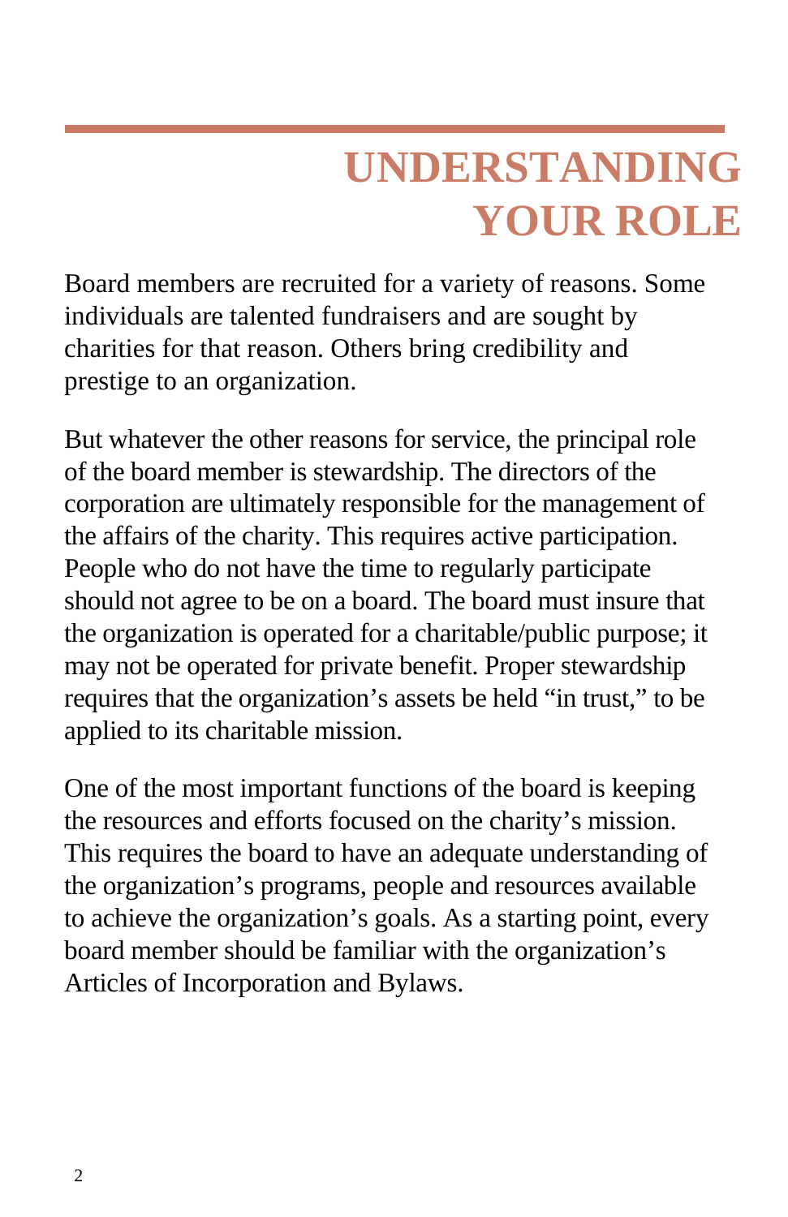# UNDERSTANDING YOUR ROLE

Board members are recruited for a variety of reasons. Some individuals are talented fundraisers and are sought by charities for that reason. Others bring credibility and prestige to an organization.

But whatever the other reasons for service, the principal role of the board member is stewardship. The directors of the corporation are ultimately responsible for the management of the affairs of the charity. This requires active participation. People who do not have the time to regularly participate should not agree to be on a board. The board must insure that the organization is operated for a charitable/public purpose; it may not be operated for private benefit. Proper stewardship requires that the organization's assets be held "in trust," to be applied to its charitable mission.

One of the most important functions of the board is keeping the resources and efforts focused on the charity's mission. This requires the board to have an adequate understanding of the organization's programs, people and resources available to achieve the organization's goals. As a starting point, every board member should be familiar with the organization's Articles of Incorporation and Bylaws.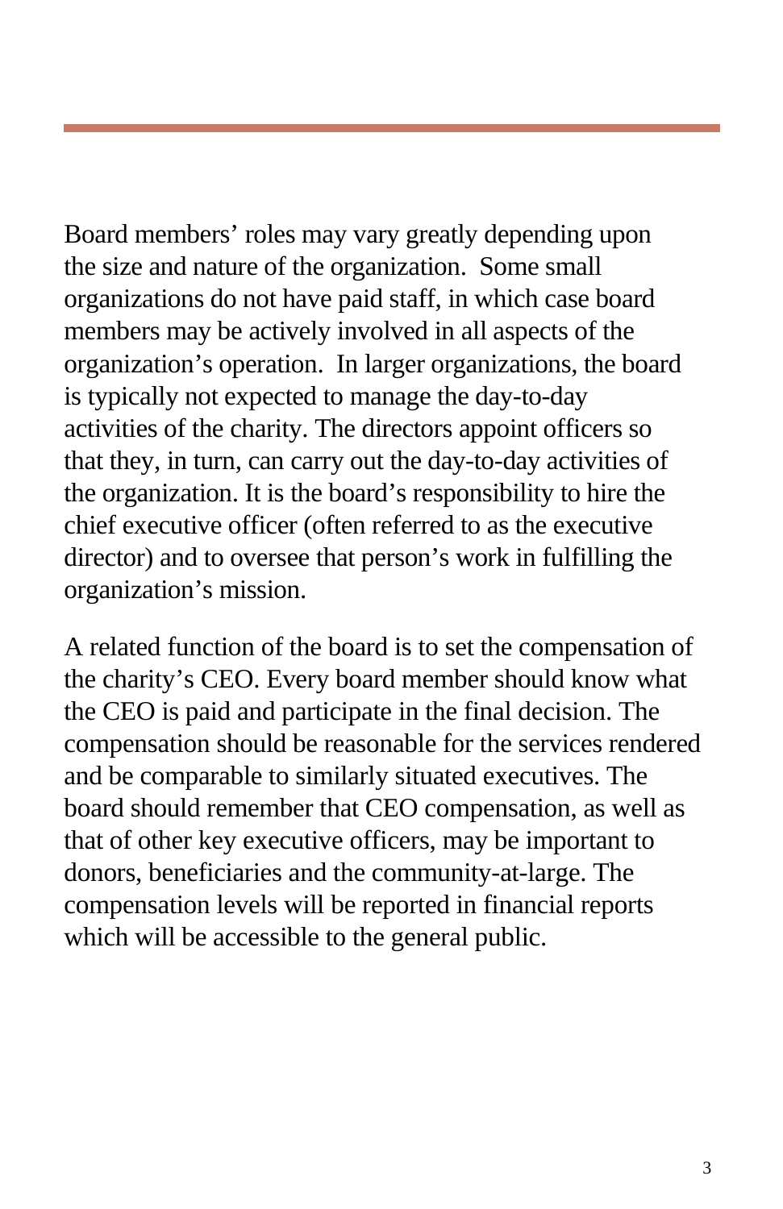Board members' roles may vary greatly depending upon the size and nature of the organization.  Some small organizations do not have paid staff, in which case board members may be actively involved in all aspects of the organization's operation.  In larger organizations, the board is typically not expected to manage the day-to-day activities of the charity. The directors appoint officers so that they, in turn, can carry out the day-to-day activities of the organization. It is the board's responsibility to hire the chief executive officer (often referred to as the executive director) and to oversee that person's work in fulfilling the organization's mission.

A related function of the board is to set the compensation of the charity's CEO. Every board member should know what the CEO is paid and participate in the final decision. The compensation should be reasonable for the services rendered and be comparable to similarly situated executives. The board should remember that CEO compensation, as well as that of other key executive officers, may be important to donors, beneficiaries and the community-at-large. The compensation levels will be reported in financial reports which will be accessible to the general public.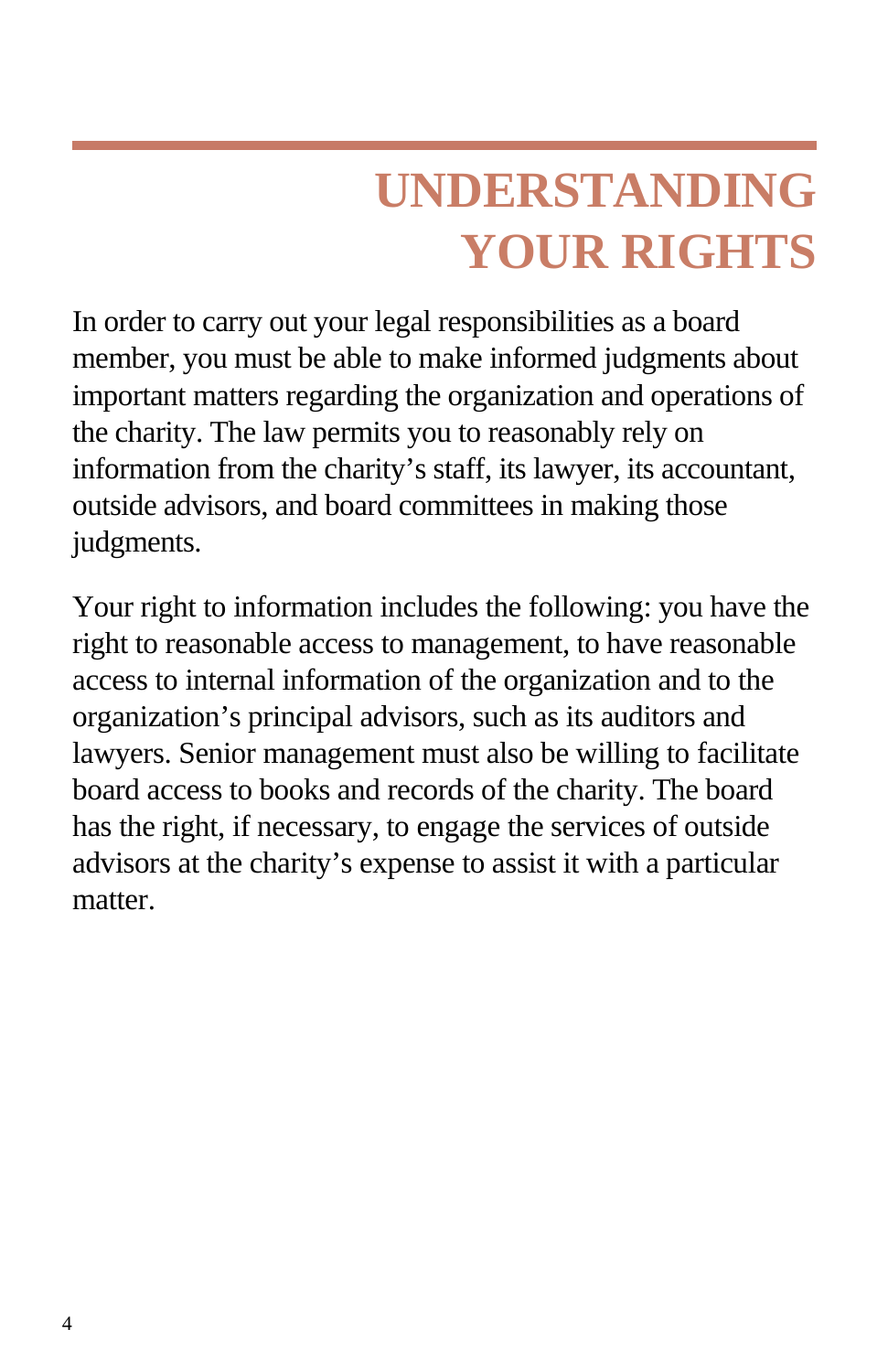# UNDERSTANDING YOUR RIGHTS

In order to carry out your legal responsibilities as a board member, you must be able to make informed judgments about important matters regarding the organization and operations of the charity. The law permits you to reasonably rely on information from the charity's staff, its lawyer, its accountant, outside advisors, and board committees in making those judgments.

Your right to information includes the following: you have the right to reasonable access to management, to have reasonable access to internal information of the organization and to the organization's principal advisors, such as its auditors and lawyers. Senior management must also be willing to facilitate board access to books and records of the charity. The board has the right, if necessary, to engage the services of outside advisors at the charity's expense to assist it with a particular matter.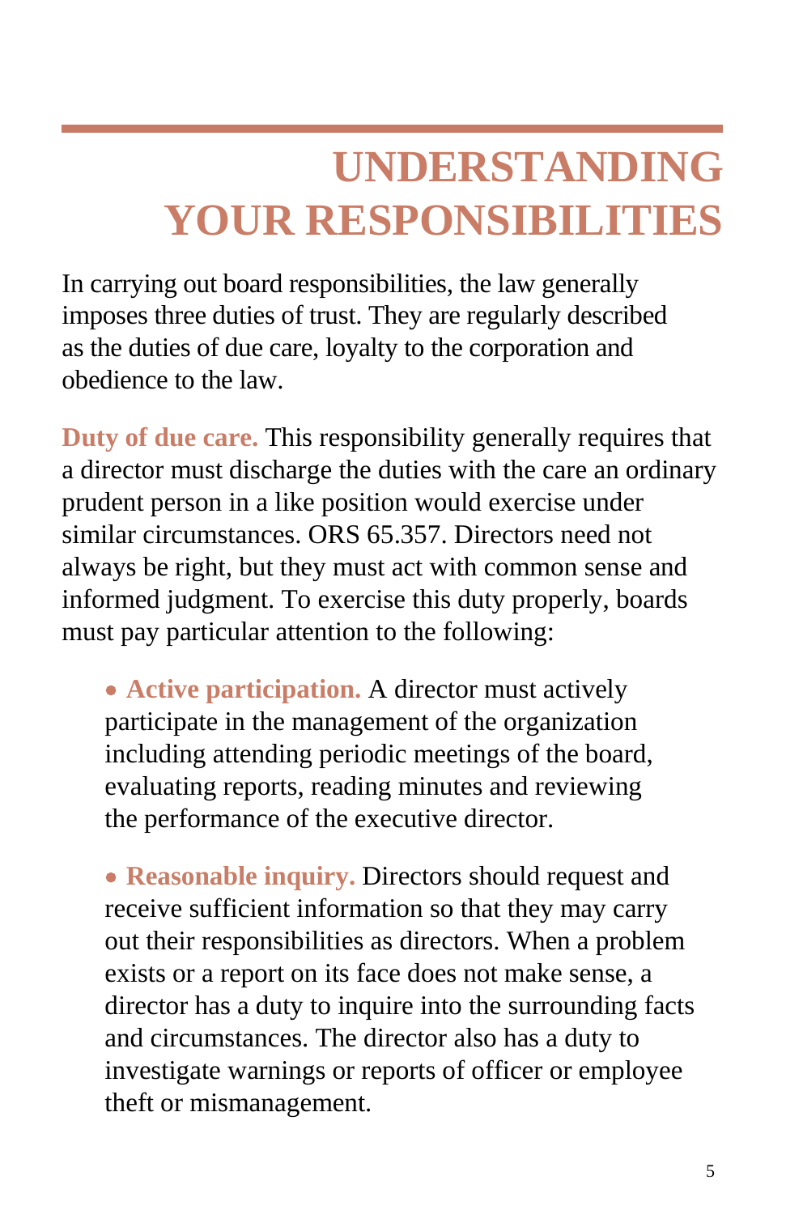# UNDERSTANDING YOUR RESPONSIBILITIES

In carrying out board responsibilities, the law generally imposes three duties of trust. They are regularly described as the duties of due care, loyalty to the corporation and obedience to the law.

**Duty of due care.** This responsibility generally requires that a director must discharge the duties with the care an ordinary prudent person in a like position would exercise under similar circumstances. ORS 65.357. Directors need not always be right, but they must act with common sense and informed judgment. To exercise this duty properly, boards must pay particular attention to the following:

- **Active participation.** A director must actively participate in the management of the organization including attending periodic meetings of the board, evaluating reports, reading minutes and reviewing the performance of the executive director.

- **Reasonable inquiry.** Directors should request and receive sufficient information so that they may carry out their responsibilities as directors. When a problem exists or a report on its face does not make sense, a director has a duty to inquire into the surrounding facts and circumstances. The director also has a duty to investigate warnings or reports of officer or employee theft or mismanagement.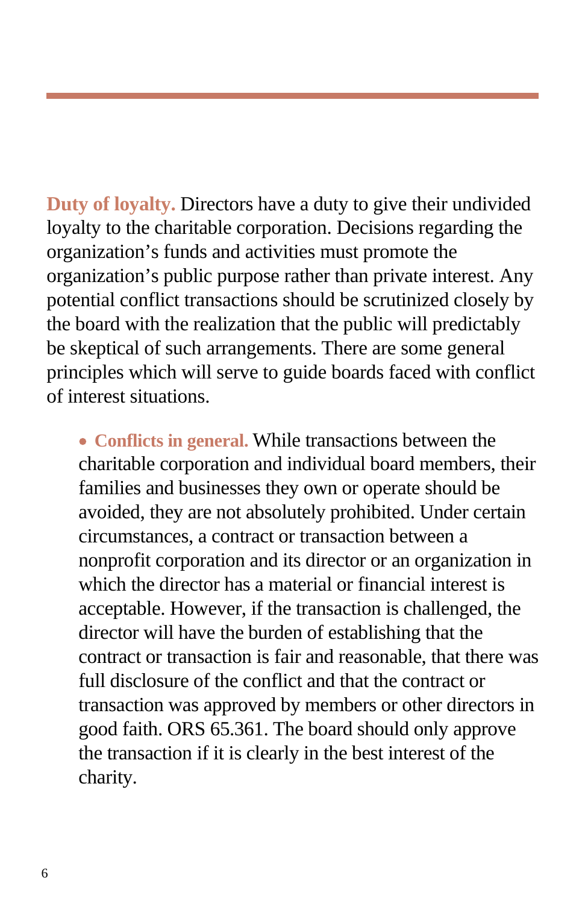**Duty of loyalty.** Directors have a duty to give their undivided loyalty to the charitable corporation. Decisions regarding the organization's funds and activities must promote the organization's public purpose rather than private interest. Any potential conflict transactions should be scrutinized closely by the board with the realization that the public will predictably be skeptical of such arrangements. There are some general principles which will serve to guide boards faced with conflict of interest situations.

- **Conflicts in general.** While transactions between the charitable corporation and individual board members, their families and businesses they own or operate should be avoided, they are not absolutely prohibited. Under certain circumstances, a contract or transaction between a nonprofit corporation and its director or an organization in which the director has a material or financial interest is acceptable. However, if the transaction is challenged, the director will have the burden of establishing that the contract or transaction is fair and reasonable, that there was full disclosure of the conflict and that the contract or transaction was approved by members or other directors in good faith. ORS 65.361. The board should only approve the transaction if it is clearly in the best interest of the charity.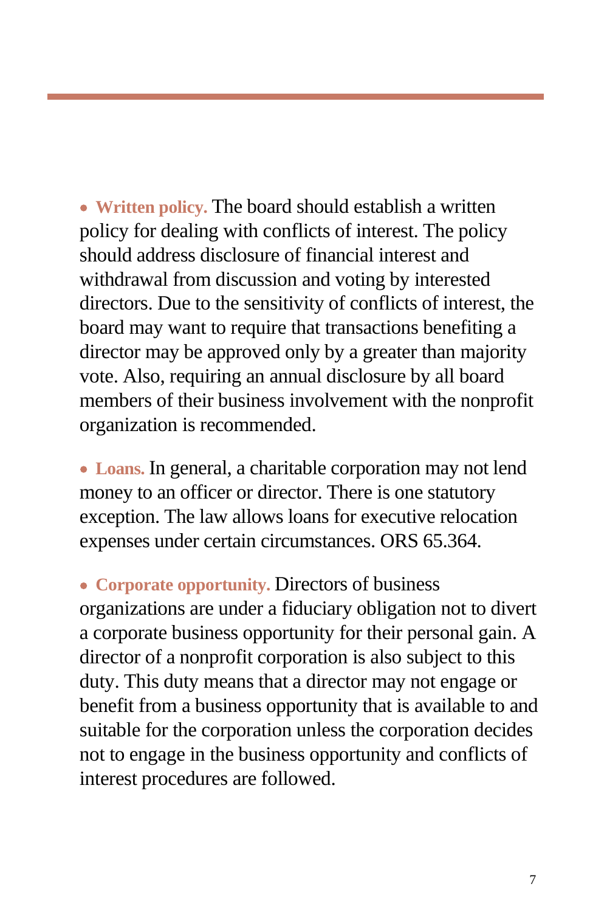- **Written policy.** The board should establish a written policy for dealing with conflicts of interest. The policy should address disclosure of financial interest and withdrawal from discussion and voting by interested directors. Due to the sensitivity of conflicts of interest, the board may want to require that transactions benefiting a director may be approved only by a greater than majority vote. Also, requiring an annual disclosure by all board members of their business involvement with the nonprofit organization is recommended.

- **Loans.** In general, a charitable corporation may not lend money to an officer or director. There is one statutory exception. The law allows loans for executive relocation expenses under certain circumstances. ORS 65.364.

- **Corporate opportunity.** Directors of business organizations are under a fiduciary obligation not to divert a corporate business opportunity for their personal gain. A director of a nonprofit corporation is also subject to this duty. This duty means that a director may not engage or benefit from a business opportunity that is available to and suitable for the corporation unless the corporation decides not to engage in the business opportunity and conflicts of interest procedures are followed.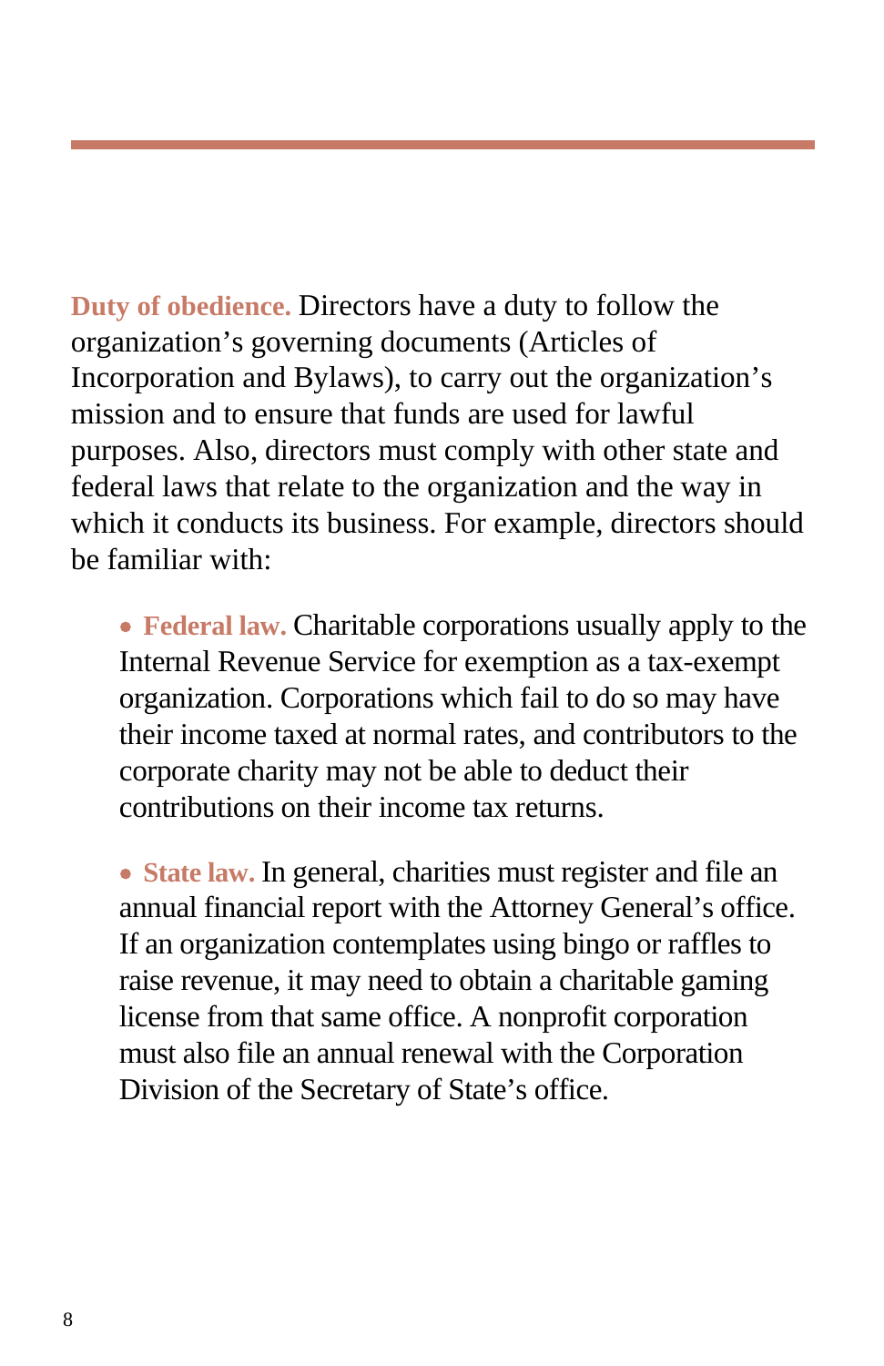**Duty of obedience.** Directors have a duty to follow the organization's governing documents (Articles of Incorporation and Bylaws), to carry out the organization's mission and to ensure that funds are used for lawful purposes. Also, directors must comply with other state and federal laws that relate to the organization and the way in which it conducts its business. For example, directors should be familiar with:

- **Federal law.** Charitable corporations usually apply to the Internal Revenue Service for exemption as a tax-exempt organization. Corporations which fail to do so may have their income taxed at normal rates, and contributors to the corporate charity may not be able to deduct their contributions on their income tax returns.

- **State law.** In general, charities must register and file an annual financial report with the Attorney General's office. If an organization contemplates using bingo or raffles to raise revenue, it may need to obtain a charitable gaming license from that same office. A nonprofit corporation must also file an annual renewal with the Corporation Division of the Secretary of State's office.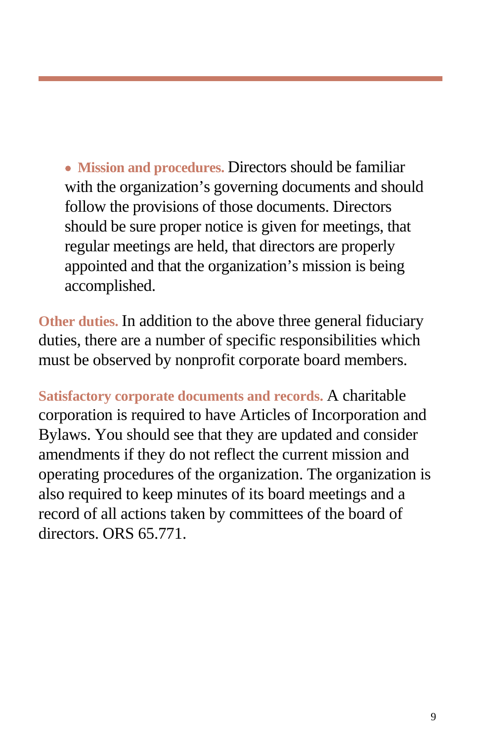- **Mission and procedures.** Directors should be familiar with the organization's governing documents and should follow the provisions of those documents. Directors should be sure proper notice is given for meetings, that regular meetings are held, that directors are properly appointed and that the organization's mission is being accomplished.

**Other duties.** In addition to the above three general fiduciary duties, there are a number of specific responsibilities which must be observed by nonprofit corporate board members.

**Satisfactory corporate documents and records.** A charitable corporation is required to have Articles of Incorporation and Bylaws. You should see that they are updated and consider amendments if they do not reflect the current mission and operating procedures of the organization. The organization is also required to keep minutes of its board meetings and a record of all actions taken by committees of the board of directors. ORS 65.771.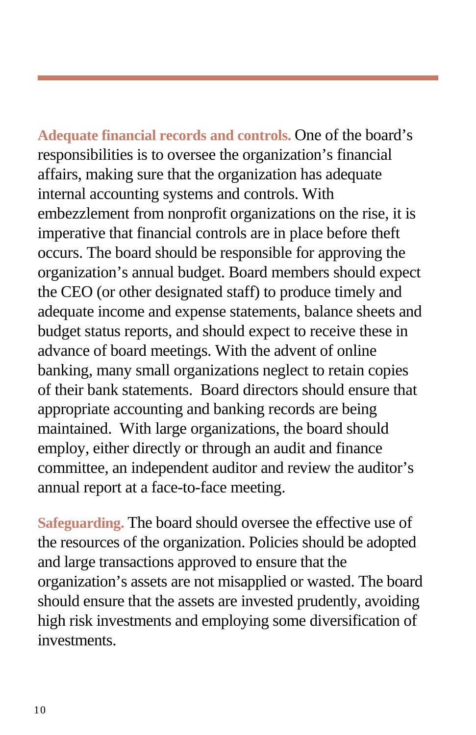**Adequate financial records and controls.** One of the board's responsibilities is to oversee the organization's financial affairs, making sure that the organization has adequate internal accounting systems and controls. With embezzlement from nonprofit organizations on the rise, it is imperative that financial controls are in place before theft occurs. The board should be responsible for approving the organization's annual budget. Board members should expect the CEO (or other designated staff) to produce timely and adequate income and expense statements, balance sheets and budget status reports, and should expect to receive these in advance of board meetings. With the advent of online banking, many small organizations neglect to retain copies of their bank statements. Board directors should ensure that appropriate accounting and banking records are being maintained. With large organizations, the board should employ, either directly or through an audit and finance committee, an independent auditor and review the auditor's annual report at a face-to-face meeting.

**Safeguarding.** The board should oversee the effective use of the resources of the organization. Policies should be adopted and large transactions approved to ensure that the organization's assets are not misapplied or wasted. The board should ensure that the assets are invested prudently, avoiding high risk investments and employing some diversification of investments.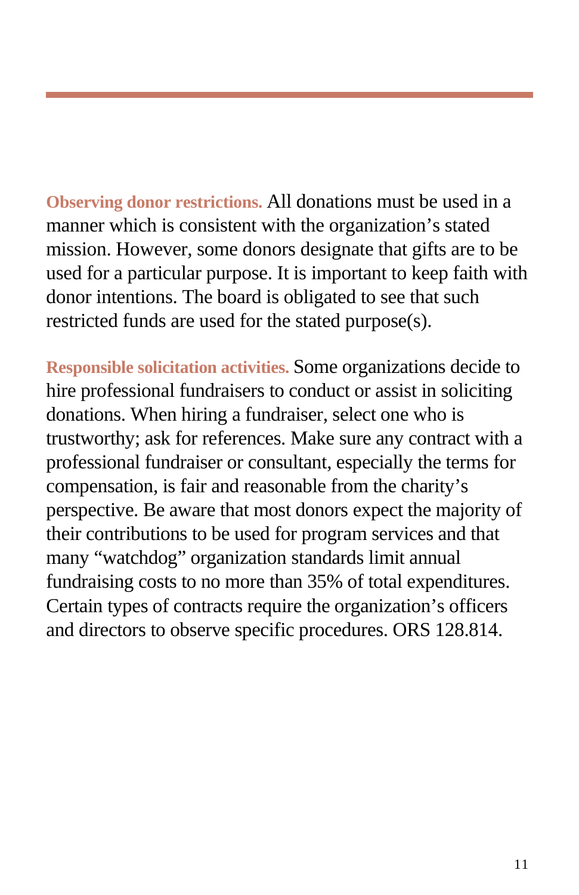**Observing donor restrictions.** All donations must be used in a manner which is consistent with the organization's stated mission. However, some donors designate that gifts are to be used for a particular purpose. It is important to keep faith with donor intentions. The board is obligated to see that such restricted funds are used for the stated purpose(s).

**Responsible solicitation activities.** Some organizations decide to hire professional fundraisers to conduct or assist in soliciting donations. When hiring a fundraiser, select one who is trustworthy; ask for references. Make sure any contract with a professional fundraiser or consultant, especially the terms for compensation, is fair and reasonable from the charity's perspective. Be aware that most donors expect the majority of their contributions to be used for program services and that many "watchdog" organization standards limit annual fundraising costs to no more than 35% of total expenditures. Certain types of contracts require the organization's officers and directors to observe specific procedures. ORS 128.814.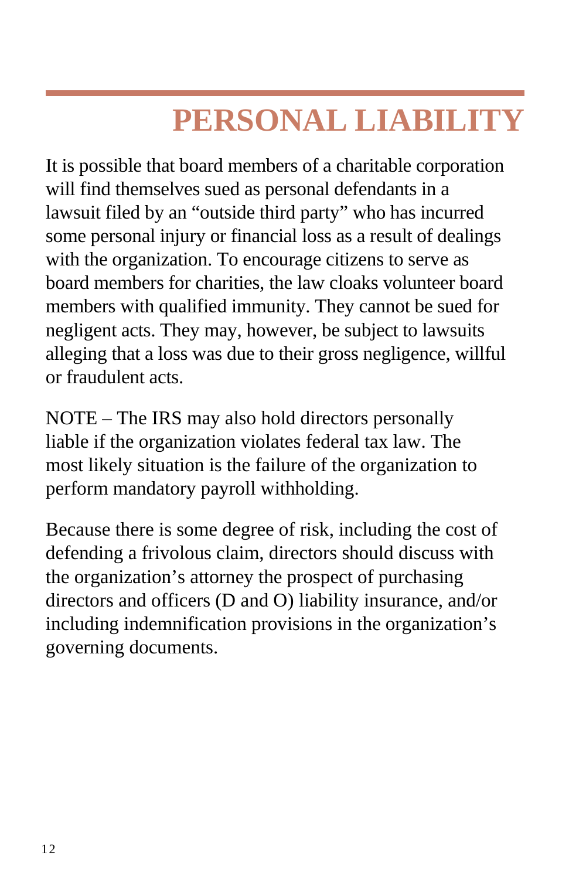# PERSONAL LIABILITY

It is possible that board members of a charitable corporation will find themselves sued as personal defendants in a lawsuit filed by an “outside third party” who has incurred some personal injury or financial loss as a result of dealings with the organization. To encourage citizens to serve as board members for charities, the law cloaks volunteer board members with qualified immunity. They cannot be sued for negligent acts. They may, however, be subject to lawsuits alleging that a loss was due to their gross negligence, willful or fraudulent acts.

NOTE – The IRS may also hold directors personally liable if the organization violates federal tax law. The most likely situation is the failure of the organization to perform mandatory payroll withholding.

Because there is some degree of risk, including the cost of defending a frivolous claim, directors should discuss with the organization’s attorney the prospect of purchasing directors and officers (D and O) liability insurance, and/or including indemnification provisions in the organization’s governing documents.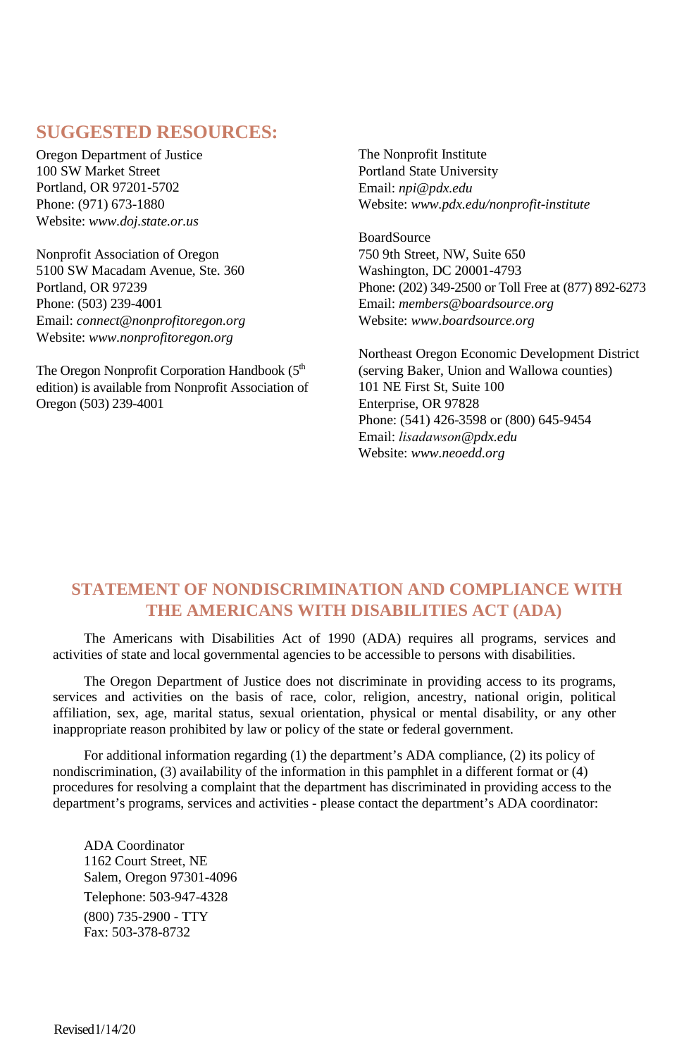## SUGGESTED RESOURCES:

Oregon Department of Justice
100 SW Market Street
Portland, OR 97201-5702
Phone: (971) 673-1880
Website: *www.doj.state.or.us*

Nonprofit Association of Oregon
5100 SW Macadam Avenue, Ste. 360
Portland, OR 97239
Phone: (503) 239-4001
Email: *connect@nonprofitoregon.org*
Website: *www.nonprofitoregon.org*

The Oregon Nonprofit Corporation Handbook (5th edition) is available from Nonprofit Association of Oregon (503) 239-4001

The Nonprofit Institute
Portland State University
Email: *npi@pdx.edu*
Website: *www.pdx.edu/nonprofit-institute*

BoardSource
750 9th Street, NW, Suite 650
Washington, DC 20001-4793
Phone: (202) 349-2500 or Toll Free at (877) 892-6273
Email: *members@boardsource.org*
Website: *www.boardsource.org*

Northeast Oregon Economic Development District
(serving Baker, Union and Wallowa counties)
101 NE First St, Suite 100
Enterprise, OR 97828
Phone: (541) 426-3598 or (800) 645-9454
Email: *lisadawson@pdx.edu*
Website: *www.neoedd.org*

## STATEMENT OF NONDISCRIMINATION AND COMPLIANCE WITH THE AMERICANS WITH DISABILITIES ACT (ADA)

The Americans with Disabilities Act of 1990 (ADA) requires all programs, services and activities of state and local governmental agencies to be accessible to persons with disabilities.

The Oregon Department of Justice does not discriminate in providing access to its programs, services and activities on the basis of race, color, religion, ancestry, national origin, political affiliation, sex, age, marital status, sexual orientation, physical or mental disability, or any other inappropriate reason prohibited by law or policy of the state or federal government.

For additional information regarding (1) the department's ADA compliance, (2) its policy of nondiscrimination, (3) availability of the information in this pamphlet in a different format or (4) procedures for resolving a complaint that the department has discriminated in providing access to the department's programs, services and activities - please contact the department's ADA coordinator:

ADA Coordinator
1162 Court Street, NE
Salem, Oregon 97301-4096
Telephone: 503-947-4328
(800) 735-2900 - TTY
Fax: 503-378-8732

Revised 1/14/20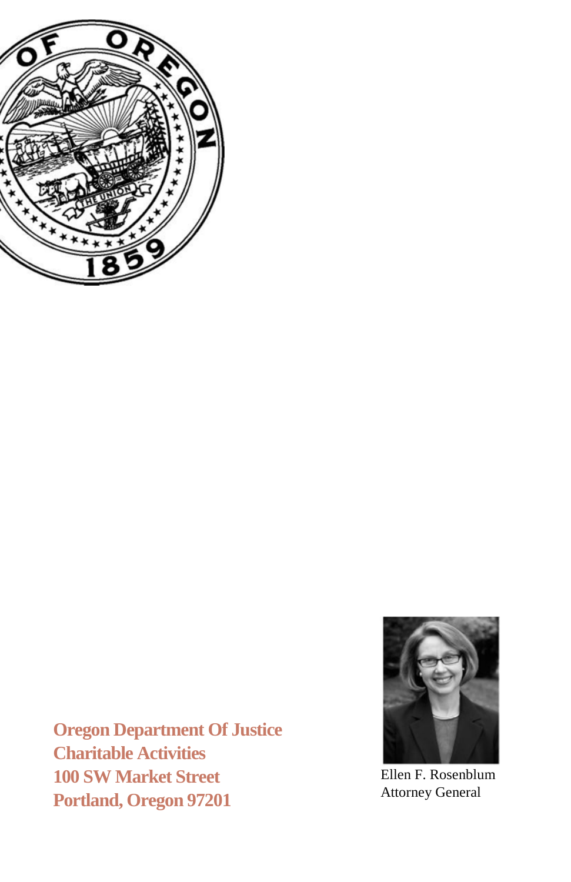**Oregon Department Of Justice**
**Charitable Activities**
**100 SW Market Street**
**Portland, Oregon 97201**

Ellen F. Rosenblum
Attorney General